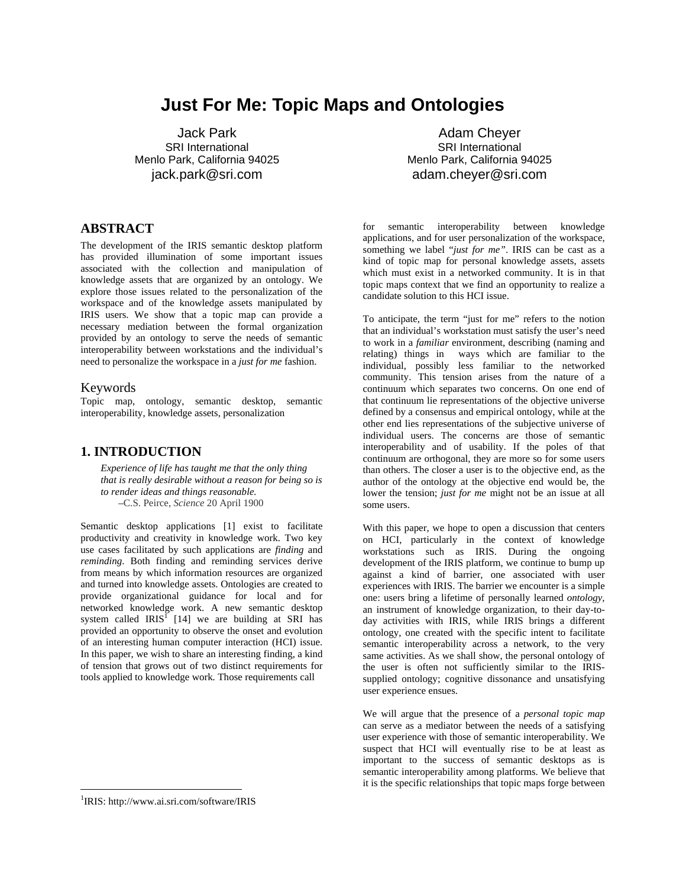# Just For Me: Topic Maps and Ontologies

Jack Park
SRI International
Menlo Park, California 94025
jack.park@sri.com

Adam Cheyer
SRI International
Menlo Park, California 94025
adam.cheyer@sri.com

## ABSTRACT

The development of the IRIS semantic desktop platform has provided illumination of some important issues associated with the collection and manipulation of knowledge assets that are organized by an ontology. We explore those issues related to the personalization of the workspace and of the knowledge assets manipulated by IRIS users. We show that a topic map can provide a necessary mediation between the formal organization provided by an ontology to serve the needs of semantic interoperability between workstations and the individual's need to personalize the workspace in a *just for me* fashion.

### Keywords

Topic map, ontology, semantic desktop, semantic interoperability, knowledge assets, personalization

## 1. INTRODUCTION

*Experience of life has taught me that the only thing that is really desirable without a reason for being so is to render ideas and things reasonable.*
–C.S. Peirce, *Science* 20 April 1900

Semantic desktop applications [1] exist to facilitate productivity and creativity in knowledge work. Two key use cases facilitated by such applications are *finding* and *reminding*. Both finding and reminding services derive from means by which information resources are organized and turned into knowledge assets. Ontologies are created to provide organizational guidance for local and for networked knowledge work. A new semantic desktop system called IRIS[1] [14] we are building at SRI has provided an opportunity to observe the onset and evolution of an interesting human computer interaction (HCI) issue. In this paper, we wish to share an interesting finding, a kind of tension that grows out of two distinct requirements for tools applied to knowledge work. Those requirements call for semantic interoperability between knowledge applications, and for user personalization of the workspace, something we label "*just for me*". IRIS can be cast as a kind of topic map for personal knowledge assets, assets which must exist in a networked community. It is in that topic maps context that we find an opportunity to realize a candidate solution to this HCI issue.

To anticipate, the term "just for me" refers to the notion that an individual's workstation must satisfy the user's need to work in a *familiar* environment, describing (naming and relating) things in ways which are familiar to the individual, possibly less familiar to the networked community. This tension arises from the nature of a continuum which separates two concerns. On one end of that continuum lie representations of the objective universe defined by a consensus and empirical ontology, while at the other end lies representations of the subjective universe of individual users. The concerns are those of semantic interoperability and of usability. If the poles of that continuum are orthogonal, they are more so for some users than others. The closer a user is to the objective end, as the author of the ontology at the objective end would be, the lower the tension; *just for me* might not be an issue at all some users.

With this paper, we hope to open a discussion that centers on HCI, particularly in the context of knowledge workstations such as IRIS. During the ongoing development of the IRIS platform, we continue to bump up against a kind of barrier, one associated with user experiences with IRIS. The barrier we encounter is a simple one: users bring a lifetime of personally learned *ontology*, an instrument of knowledge organization, to their day-to-day activities with IRIS, while IRIS brings a different ontology, one created with the specific intent to facilitate semantic interoperability across a network, to the very same activities. As we shall show, the personal ontology of the user is often not sufficiently similar to the IRIS-supplied ontology; cognitive dissonance and unsatisfying user experience ensues.

We will argue that the presence of a *personal topic map* can serve as a mediator between the needs of a satisfying user experience with those of semantic interoperability. We suspect that HCI will eventually rise to be at least as important to the success of semantic desktops as is semantic interoperability among platforms. We believe that it is the specific relationships that topic maps forge between

[1]IRIS: http://www.ai.sri.com/software/IRIS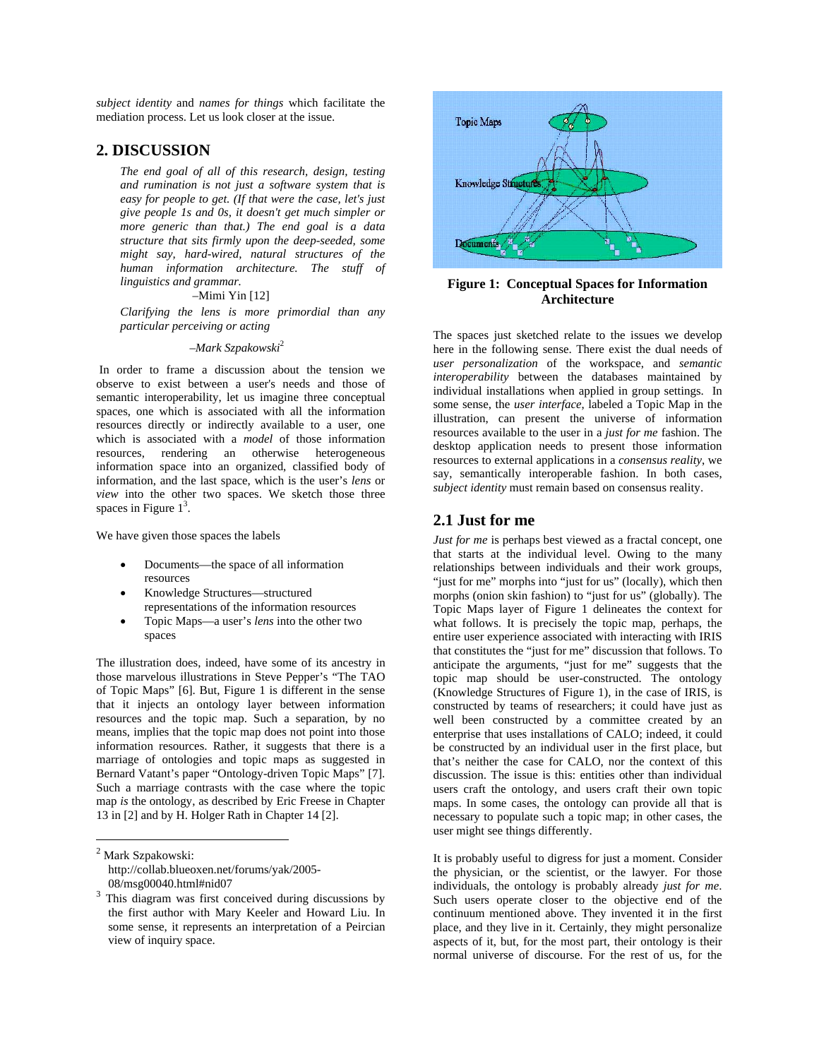*subject identity* and *names for things* which facilitate the mediation process. Let us look closer at the issue.

## 2. DISCUSSION

> *The end goal of all of this research, design, testing and rumination is not just a software system that is easy for people to get. (If that were the case, let's just give people 1s and 0s, it doesn't get much simpler or more generic than that.) The end goal is a data structure that sits firmly upon the deep-seeded, some might say, hard-wired, natural structures of the human information architecture. The stuff of linguistics and grammar.*
>
> –Mimi Yin [12]

> *Clarifying the lens is more primordial than any particular perceiving or acting*
>
> *–Mark Szpakowski*[2]

In order to frame a discussion about the tension we observe to exist between a user's needs and those of semantic interoperability, let us imagine three conceptual spaces, one which is associated with all the information resources directly or indirectly available to a user, one which is associated with a *model* of those information resources, rendering an otherwise heterogeneous information space into an organized, classified body of information, and the last space, which is the user's *lens* or *view* into the other two spaces. We sketch those three spaces in Figure 1[3].

We have given those spaces the labels

- Documents—the space of all information resources
- Knowledge Structures—structured representations of the information resources
- Topic Maps—a user's *lens* into the other two spaces

The illustration does, indeed, have some of its ancestry in those marvelous illustrations in Steve Pepper's "The TAO of Topic Maps" [6]. But, Figure 1 is different in the sense that it injects an ontology layer between information resources and the topic map. Such a separation, by no means, implies that the topic map does not point into those information resources. Rather, it suggests that there is a marriage of ontologies and topic maps as suggested in Bernard Vatant's paper "Ontology-driven Topic Maps" [7]. Such a marriage contrasts with the case where the topic map *is* the ontology, as described by Eric Freese in Chapter 13 in [2] and by H. Holger Rath in Chapter 14 [2].

Topic Maps

Knowledge Structures

Documents

**Figure 1: Conceptual Spaces for Information Architecture**

The spaces just sketched relate to the issues we develop here in the following sense. There exist the dual needs of *user personalization* of the workspace, and *semantic interoperability* between the databases maintained by individual installations when applied in group settings. In some sense, the *user interface*, labeled a Topic Map in the illustration, can present the universe of information resources available to the user in a *just for me* fashion. The desktop application needs to present those information resources to external applications in a *consensus reality*, we say, semantically interoperable fashion. In both cases, *subject identity* must remain based on consensus reality.

### 2.1 Just for me

*Just for me* is perhaps best viewed as a fractal concept, one that starts at the individual level. Owing to the many relationships between individuals and their work groups, "just for me" morphs into "just for us" (locally), which then morphs (onion skin fashion) to "just for us" (globally). The Topic Maps layer of Figure 1 delineates the context for what follows. It is precisely the topic map, perhaps, the entire user experience associated with interacting with IRIS that constitutes the "just for me" discussion that follows. To anticipate the arguments, "just for me" suggests that the topic map should be user-constructed. The ontology (Knowledge Structures of Figure 1), in the case of IRIS, is constructed by teams of researchers; it could have just as well been constructed by a committee created by an enterprise that uses installations of CALO; indeed, it could be constructed by an individual user in the first place, but that's neither the case for CALO, nor the context of this discussion. The issue is this: entities other than individual users craft the ontology, and users craft their own topic maps. In some cases, the ontology can provide all that is necessary to populate such a topic map; in other cases, the user might see things differently.

It is probably useful to digress for just a moment. Consider the physician, or the scientist, or the lawyer. For those individuals, the ontology is probably already *just for me*. Such users operate closer to the objective end of the continuum mentioned above. They invented it in the first place, and they live in it. Certainly, they might personalize aspects of it, but, for the most part, their ontology is their normal universe of discourse. For the rest of us, for the

---

[2] Mark Szpakowski: http://collab.blueoxen.net/forums/yak/2005-08/msg00040.html#nid07

[3] This diagram was first conceived during discussions by the first author with Mary Keeler and Howard Liu. In some sense, it represents an interpretation of a Peircian view of inquiry space.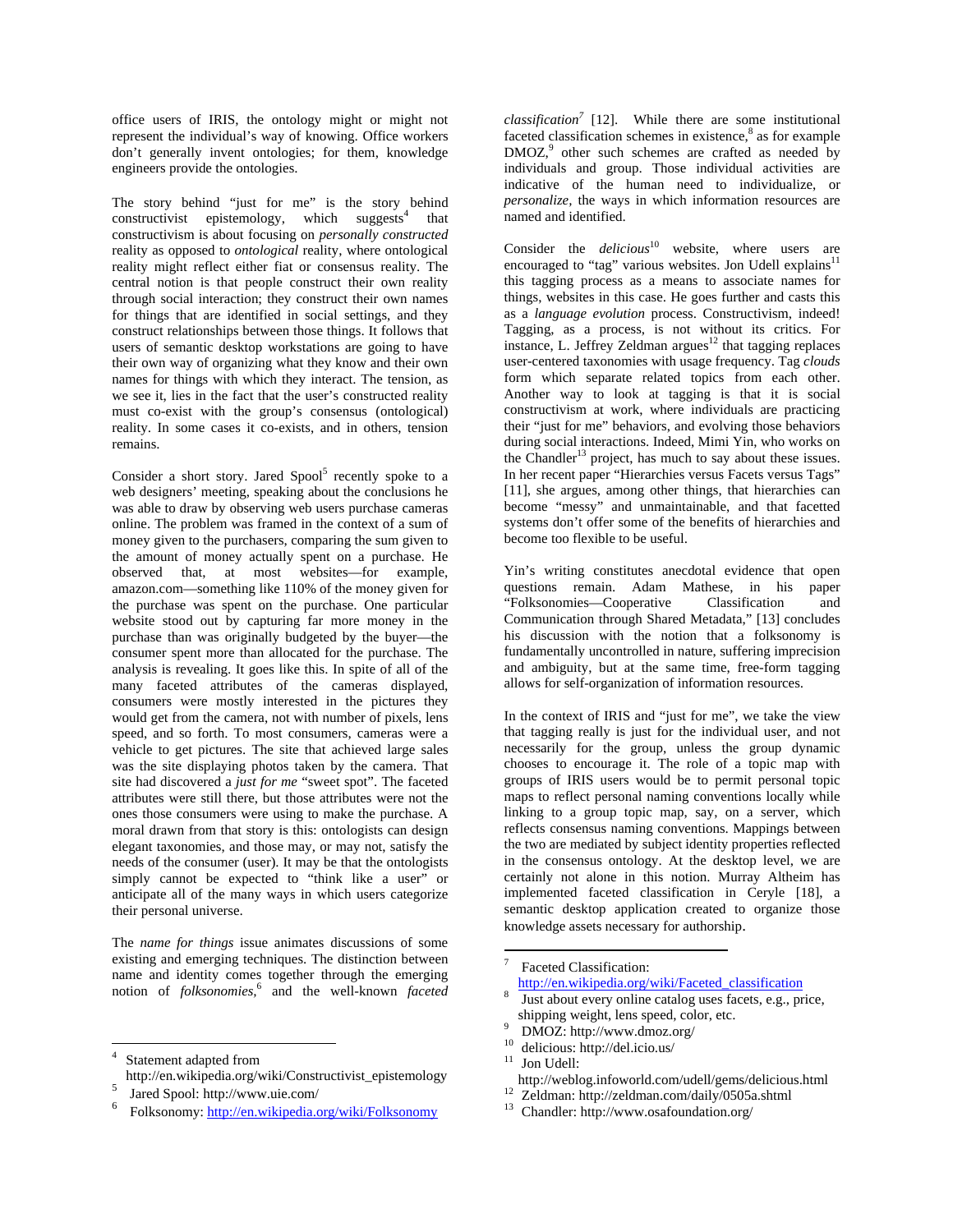office users of IRIS, the ontology might or might not represent the individual's way of knowing. Office workers don't generally invent ontologies; for them, knowledge engineers provide the ontologies.

The story behind "just for me" is the story behind constructivist epistemology, which suggests[4] that constructivism is about focusing on *personally constructed* reality as opposed to *ontological* reality, where ontological reality might reflect either fiat or consensus reality. The central notion is that people construct their own reality through social interaction; they construct their own names for things that are identified in social settings, and they construct relationships between those things. It follows that users of semantic desktop workstations are going to have their own way of organizing what they know and their own names for things with which they interact. The tension, as we see it, lies in the fact that the user's constructed reality must co-exist with the group's consensus (ontological) reality. In some cases it co-exists, and in others, tension remains.

Consider a short story. Jared Spool[5] recently spoke to a web designers' meeting, speaking about the conclusions he was able to draw by observing web users purchase cameras online. The problem was framed in the context of a sum of money given to the purchasers, comparing the sum given to the amount of money actually spent on a purchase. He observed that, at most websites—for example, amazon.com—something like 110% of the money given for the purchase was spent on the purchase. One particular website stood out by capturing far more money in the purchase than was originally budgeted by the buyer—the consumer spent more than allocated for the purchase. The analysis is revealing. It goes like this. In spite of all of the many faceted attributes of the cameras displayed, consumers were mostly interested in the pictures they would get from the camera, not with number of pixels, lens speed, and so forth. To most consumers, cameras were a vehicle to get pictures. The site that achieved large sales was the site displaying photos taken by the camera. That site had discovered a *just for me* "sweet spot". The faceted attributes were still there, but those attributes were not the ones those consumers were using to make the purchase. A moral drawn from that story is this: ontologists can design elegant taxonomies, and those may, or may not, satisfy the needs of the consumer (user). It may be that the ontologists simply cannot be expected to "think like a user" or anticipate all of the many ways in which users categorize their personal universe.

The *name for things* issue animates discussions of some existing and emerging techniques. The distinction between name and identity comes together through the emerging notion of *folksonomies,*[6] and the well-known *faceted classification*[7] [12]. While there are some institutional faceted classification schemes in existence,[8] as for example DMOZ,[9] other such schemes are crafted as needed by individuals and group. Those individual activities are indicative of the human need to individualize, or *personalize,* the ways in which information resources are named and identified.

Consider the *delicious*[10] website, where users are encouraged to "tag" various websites. Jon Udell explains[11] this tagging process as a means to associate names for things, websites in this case. He goes further and casts this as a *language evolution* process. Constructivism, indeed! Tagging, as a process, is not without its critics. For instance, L. Jeffrey Zeldman argues[12] that tagging replaces user-centered taxonomies with usage frequency. Tag *clouds* form which separate related topics from each other. Another way to look at tagging is that it is social constructivism at work, where individuals are practicing their "just for me" behaviors, and evolving those behaviors during social interactions. Indeed, Mimi Yin, who works on the Chandler[13] project, has much to say about these issues. In her recent paper "Hierarchies versus Facets versus Tags" [11], she argues, among other things, that hierarchies can become "messy" and unmaintainable, and that facetted systems don't offer some of the benefits of hierarchies and become too flexible to be useful.

Yin's writing constitutes anecdotal evidence that open questions remain. Adam Mathese, in his paper "Folksonomies—Cooperative Classification and Communication through Shared Metadata," [13] concludes his discussion with the notion that a folksonomy is fundamentally uncontrolled in nature, suffering imprecision and ambiguity, but at the same time, free-form tagging allows for self-organization of information resources.

In the context of IRIS and "just for me", we take the view that tagging really is just for the individual user, and not necessarily for the group, unless the group dynamic chooses to encourage it. The role of a topic map with groups of IRIS users would be to permit personal topic maps to reflect personal naming conventions locally while linking to a group topic map, say, on a server, which reflects consensus naming conventions. Mappings between the two are mediated by subject identity properties reflected in the consensus ontology. At the desktop level, we are certainly not alone in this notion. Murray Altheim has implemented faceted classification in Ceryle [18], a semantic desktop application created to organize those knowledge assets necessary for authorship.

---

4 Statement adapted from http://en.wikipedia.org/wiki/Constructivist_epistemology

5 Jared Spool: http://www.uie.com/

6 Folksonomy: http://en.wikipedia.org/wiki/Folksonomy

7 Faceted Classification: http://en.wikipedia.org/wiki/Faceted_classification

8 Just about every online catalog uses facets, e.g., price, shipping weight, lens speed, color, etc.

9 DMOZ: http://www.dmoz.org/

10 delicious: http://del.icio.us/

11 Jon Udell: http://weblog.infoworld.com/udell/gems/delicious.html

12 Zeldman: http://zeldman.com/daily/0505a.shtml

13 Chandler: http://www.osafoundation.org/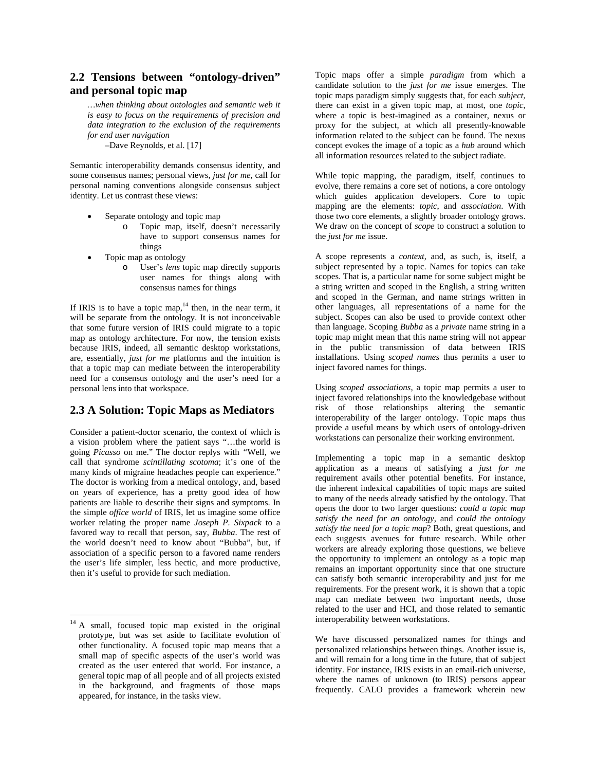## 2.2 Tensions between "ontology-driven" and personal topic map

> *…when thinking about ontologies and semantic web it is easy to focus on the requirements of precision and data integration to the exclusion of the requirements for end user navigation*
>
> –Dave Reynolds, et al. [17]

Semantic interoperability demands consensus identity, and some consensus names; personal views, *just for me*, call for personal naming conventions alongside consensus subject identity. Let us contrast these views:

- Separate ontology and topic map
  - Topic map, itself, doesn't necessarily have to support consensus names for things
- Topic map as ontology
  - User's *lens* topic map directly supports user names for things along with consensus names for things

If IRIS is to have a topic map,[14] then, in the near term, it will be separate from the ontology. It is not inconceivable that some future version of IRIS could migrate to a topic map as ontology architecture. For now, the tension exists because IRIS, indeed, all semantic desktop workstations, are, essentially, *just for me* platforms and the intuition is that a topic map can mediate between the interoperability need for a consensus ontology and the user's need for a personal lens into that workspace.

## 2.3 A Solution: Topic Maps as Mediators

Consider a patient-doctor scenario, the context of which is a vision problem where the patient says "…the world is going *Picasso* on me." The doctor replys with "Well, we call that syndrome *scintillating scotoma*; it's one of the many kinds of migraine headaches people can experience." The doctor is working from a medical ontology, and, based on years of experience, has a pretty good idea of how patients are liable to describe their signs and symptoms. In the simple *office world* of IRIS, let us imagine some office worker relating the proper name *Joseph P. Sixpack* to a favored way to recall that person, say, *Bubba*. The rest of the world doesn't need to know about "Bubba", but, if association of a specific person to a favored name renders the user's life simpler, less hectic, and more productive, then it's useful to provide for such mediation.

[14] A small, focused topic map existed in the original prototype, but was set aside to facilitate evolution of other functionality. A focused topic map means that a small map of specific aspects of the user's world was created as the user entered that world. For instance, a general topic map of all people and of all projects existed in the background, and fragments of those maps appeared, for instance, in the tasks view.

Topic maps offer a simple *paradigm* from which a candidate solution to the *just for me* issue emerges. The topic maps paradigm simply suggests that, for each *subject*, there can exist in a given topic map, at most, one *topic*, where a topic is best-imagined as a container, nexus or proxy for the subject, at which all presently-knowable information related to the subject can be found. The nexus concept evokes the image of a topic as a *hub* around which all information resources related to the subject radiate.

While topic mapping, the paradigm, itself, continues to evolve, there remains a core set of notions, a core ontology which guides application developers. Core to topic mapping are the elements: *topic*, and *association*. With those two core elements, a slightly broader ontology grows. We draw on the concept of *scope* to construct a solution to the *just for me* issue.

A scope represents a *context*, and, as such, is, itself, a subject represented by a topic. Names for topics can take scopes. That is, a particular name for some subject might be a string written and scoped in the English, a string written and scoped in the German, and name strings written in other languages, all representations of a name for the subject. Scopes can also be used to provide context other than language. Scoping *Bubba* as a *private* name string in a topic map might mean that this name string will not appear in the public transmission of data between IRIS installations. Using *scoped names* thus permits a user to inject favored names for things.

Using *scoped associations*, a topic map permits a user to inject favored relationships into the knowledgebase without risk of those relationships altering the semantic interoperability of the larger ontology. Topic maps thus provide a useful means by which users of ontology-driven workstations can personalize their working environment.

Implementing a topic map in a semantic desktop application as a means of satisfying a *just for me* requirement avails other potential benefits. For instance, the inherent indexical capabilities of topic maps are suited to many of the needs already satisfied by the ontology. That opens the door to two larger questions: *could a topic map satisfy the need for an ontology*, and *could the ontology satisfy the need for a topic map*? Both, great questions, and each suggests avenues for future research. While other workers are already exploring those questions, we believe the opportunity to implement an ontology as a topic map remains an important opportunity since that one structure can satisfy both semantic interoperability and just for me requirements. For the present work, it is shown that a topic map can mediate between two important needs, those related to the user and HCI, and those related to semantic interoperability between workstations.

We have discussed personalized names for things and personalized relationships between things. Another issue is, and will remain for a long time in the future, that of subject identity. For instance, IRIS exists in an email-rich universe, where the names of unknown (to IRIS) persons appear frequently. CALO provides a framework wherein new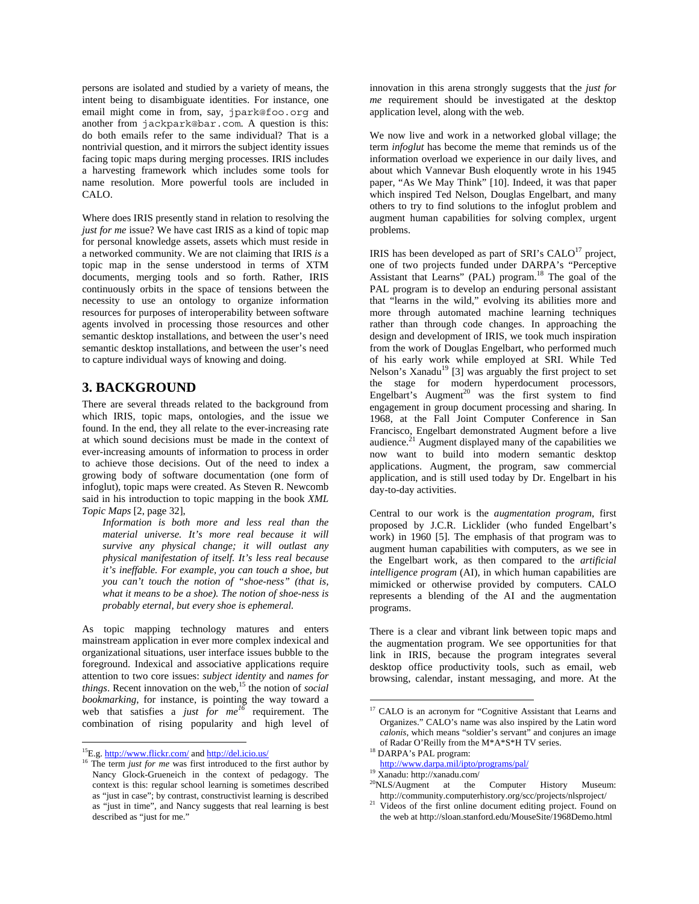persons are isolated and studied by a variety of means, the intent being to disambiguate identities. For instance, one email might come in from, say, jpark@foo.org and another from jackpark@bar.com. A question is this: do both emails refer to the same individual? That is a nontrivial question, and it mirrors the subject identity issues facing topic maps during merging processes. IRIS includes a harvesting framework which includes some tools for name resolution. More powerful tools are included in CALO.

Where does IRIS presently stand in relation to resolving the *just for me* issue? We have cast IRIS as a kind of topic map for personal knowledge assets, assets which must reside in a networked community. We are not claiming that IRIS *is* a topic map in the sense understood in terms of XTM documents, merging tools and so forth. Rather, IRIS continuously orbits in the space of tensions between the necessity to use an ontology to organize information resources for purposes of interoperability between software agents involved in processing those resources and other semantic desktop installations, and between the user's need semantic desktop installations, and between the user's need to capture individual ways of knowing and doing.

## 3. BACKGROUND

There are several threads related to the background from which IRIS, topic maps, ontologies, and the issue we found. In the end, they all relate to the ever-increasing rate at which sound decisions must be made in the context of ever-increasing amounts of information to process in order to achieve those decisions. Out of the need to index a growing body of software documentation (one form of infoglut), topic maps were created. As Steven R. Newcomb said in his introduction to topic mapping in the book *XML Topic Maps* [2, page 32],

> *Information is both more and less real than the material universe. It's more real because it will survive any physical change; it will outlast any physical manifestation of itself. It's less real because it's ineffable. For example, you can touch a shoe, but you can't touch the notion of "shoe-ness" (that is, what it means to be a shoe). The notion of shoe-ness is probably eternal, but every shoe is ephemeral.*

As topic mapping technology matures and enters mainstream application in ever more complex indexical and organizational situations, user interface issues bubble to the foreground. Indexical and associative applications require attention to two core issues: *subject identity* and *names for things*. Recent innovation on the web,[15] the notion of *social bookmarking*, for instance, is pointing the way toward a web that satisfies a *just for me*[16] requirement. The combination of rising popularity and high level of innovation in this arena strongly suggests that the *just for me* requirement should be investigated at the desktop application level, along with the web.

We now live and work in a networked global village; the term *infoglut* has become the meme that reminds us of the information overload we experience in our daily lives, and about which Vannevar Bush eloquently wrote in his 1945 paper, "As We May Think" [10]. Indeed, it was that paper which inspired Ted Nelson, Douglas Engelbart, and many others to try to find solutions to the infoglut problem and augment human capabilities for solving complex, urgent problems.

IRIS has been developed as part of SRI's CALO[17] project, one of two projects funded under DARPA's "Perceptive Assistant that Learns" (PAL) program.[18] The goal of the PAL program is to develop an enduring personal assistant that "learns in the wild," evolving its abilities more and more through automated machine learning techniques rather than through code changes. In approaching the design and development of IRIS, we took much inspiration from the work of Douglas Engelbart, who performed much of his early work while employed at SRI. While Ted Nelson's Xanadu[19] [3] was arguably the first project to set the stage for modern hyperdocument processors, Engelbart's Augment[20] was the first system to find engagement in group document processing and sharing. In 1968, at the Fall Joint Computer Conference in San Francisco, Engelbart demonstrated Augment before a live audience.[21] Augment displayed many of the capabilities we now want to build into modern semantic desktop applications. Augment, the program, saw commercial application, and is still used today by Dr. Engelbart in his day-to-day activities.

Central to our work is the *augmentation program*, first proposed by J.C.R. Licklider (who funded Engelbart's work) in 1960 [5]. The emphasis of that program was to augment human capabilities with computers, as we see in the Engelbart work, as then compared to the *artificial intelligence program* (AI), in which human capabilities are mimicked or otherwise provided by computers. CALO represents a blending of the AI and the augmentation programs.

There is a clear and vibrant link between topic maps and the augmentation program. We see opportunities for that link in IRIS, because the program integrates several desktop office productivity tools, such as email, web browsing, calendar, instant messaging, and more. At the

---

[15] E.g. http://www.flickr.com/ and http://del.icio.us/

[16] The term *just for me* was first introduced to the first author by Nancy Glock-Grueneich in the context of pedagogy. The context is this: regular school learning is sometimes described as "just in case"; by contrast, constructivist learning is described as "just in time", and Nancy suggests that real learning is best described as "just for me."

[17] CALO is an acronym for "Cognitive Assistant that Learns and Organizes." CALO's name was also inspired by the Latin word *calonis*, which means "soldier's servant" and conjures an image of Radar O'Reilly from the M*A*S*H TV series.

[18] DARPA's PAL program: http://www.darpa.mil/ipto/programs/pal/

[19] Xanadu: http://xanadu.com/

[20] NLS/Augment at the Computer History Museum: http://community.computerhistory.org/scc/projects/nlsproject/

[21] Videos of the first online document editing project. Found on the web at http://sloan.stanford.edu/MouseSite/1968Demo.html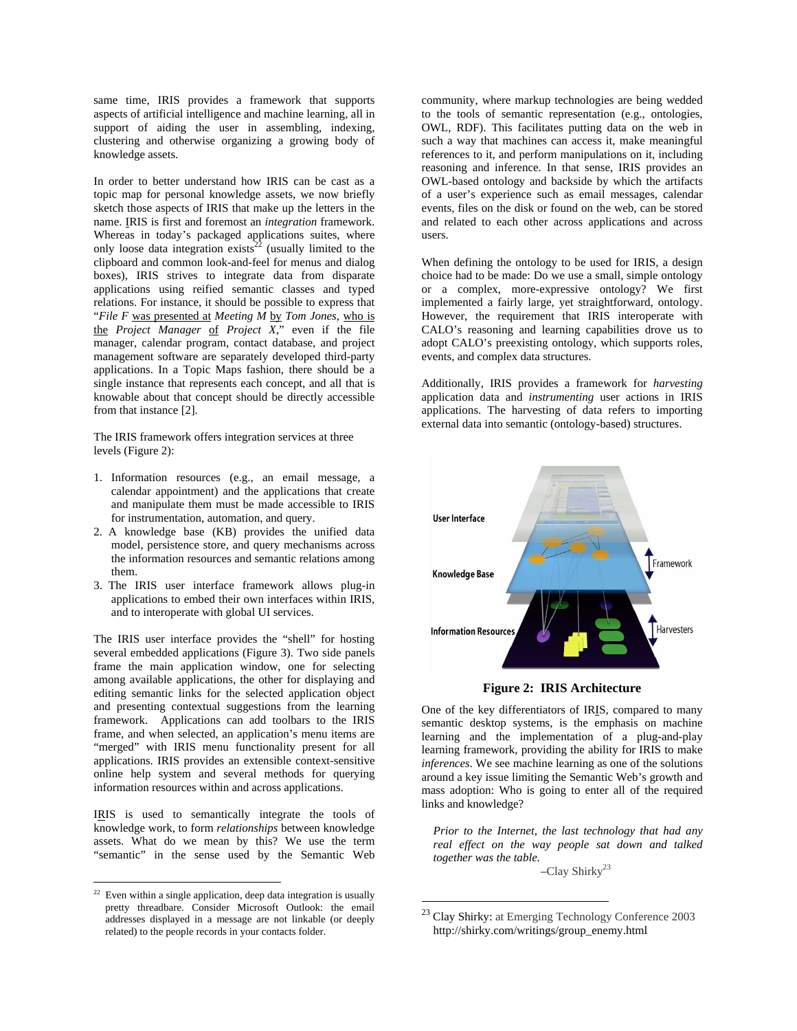same time, IRIS provides a framework that supports aspects of artificial intelligence and machine learning, all in support of aiding the user in assembling, indexing, clustering and otherwise organizing a growing body of knowledge assets.

In order to better understand how IRIS can be cast as a topic map for personal knowledge assets, we now briefly sketch those aspects of IRIS that make up the letters in the name. IRIS is first and foremost an *integration* framework. Whereas in today's packaged applications suites, where only loose data integration exists[22] (usually limited to the clipboard and common look-and-feel for menus and dialog boxes), IRIS strives to integrate data from disparate applications using reified semantic classes and typed relations. For instance, it should be possible to express that "*File F* was presented at *Meeting M* by *Tom Jones*, who is the *Project Manager* of *Project X*," even if the file manager, calendar program, contact database, and project management software are separately developed third-party applications. In a Topic Maps fashion, there should be a single instance that represents each concept, and all that is knowable about that concept should be directly accessible from that instance [2].

The IRIS framework offers integration services at three levels (Figure 2):

1. Information resources (e.g., an email message, a calendar appointment) and the applications that create and manipulate them must be made accessible to IRIS for instrumentation, automation, and query.
2. A knowledge base (KB) provides the unified data model, persistence store, and query mechanisms across the information resources and semantic relations among them.
3. The IRIS user interface framework allows plug-in applications to embed their own interfaces within IRIS, and to interoperate with global UI services.

The IRIS user interface provides the "shell" for hosting several embedded applications (Figure 3). Two side panels frame the main application window, one for selecting among available applications, the other for displaying and editing semantic links for the selected application object and presenting contextual suggestions from the learning framework. Applications can add toolbars to the IRIS frame, and when selected, an application's menu items are "merged" with IRIS menu functionality present for all applications. IRIS provides an extensible context-sensitive online help system and several methods for querying information resources within and across applications.

IRIS is used to semantically integrate the tools of knowledge work, to form *relationships* between knowledge assets. What do we mean by this? We use the term "semantic" in the sense used by the Semantic Web community, where markup technologies are being wedded to the tools of semantic representation (e.g., ontologies, OWL, RDF). This facilitates putting data on the web in such a way that machines can access it, make meaningful references to it, and perform manipulations on it, including reasoning and inference. In that sense, IRIS provides an OWL-based ontology and backside by which the artifacts of a user's experience such as email messages, calendar events, files on the disk or found on the web, can be stored and related to each other across applications and across users.

When defining the ontology to be used for IRIS, a design choice had to be made: Do we use a small, simple ontology or a complex, more-expressive ontology? We first implemented a fairly large, yet straightforward, ontology. However, the requirement that IRIS interoperate with CALO's reasoning and learning capabilities drove us to adopt CALO's preexisting ontology, which supports roles, events, and complex data structures.

Additionally, IRIS provides a framework for *harvesting* application data and *instrumenting* user actions in IRIS applications. The harvesting of data refers to importing external data into semantic (ontology-based) structures.

**Figure 2: IRIS Architecture**

One of the key differentiators of IRIS, compared to many semantic desktop systems, is the emphasis on machine learning and the implementation of a plug-and-play learning framework, providing the ability for IRIS to make *inferences*. We see machine learning as one of the solutions around a key issue limiting the Semantic Web's growth and mass adoption: Who is going to enter all of the required links and knowledge?

> *Prior to the Internet, the last technology that had any real effect on the way people sat down and talked together was the table.*
>
> –Clay Shirky[23]

[22] Even within a single application, deep data integration is usually pretty threadbare. Consider Microsoft Outlook: the email addresses displayed in a message are not linkable (or deeply related) to the people records in your contacts folder.

[23] Clay Shirky: at Emerging Technology Conference 2003 http://shirky.com/writings/group_enemy.html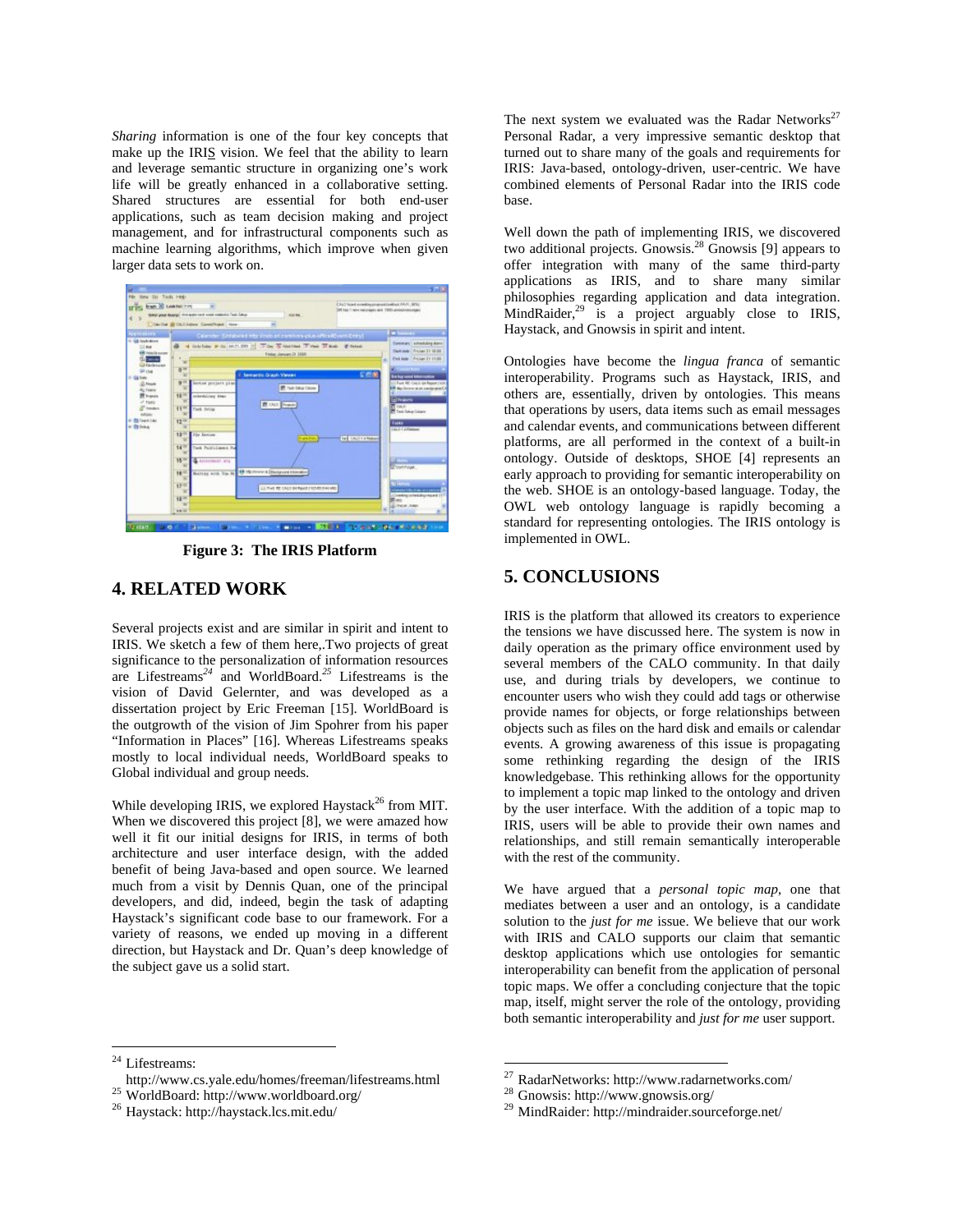*Sharing* information is one of the four key concepts that make up the IRIS vision. We feel that the ability to learn and leverage semantic structure in organizing one's work life will be greatly enhanced in a collaborative setting. Shared structures are essential for both end-user applications, such as team decision making and project management, and for infrastructural components such as machine learning algorithms, which improve when given larger data sets to work on.

**Figure 3: The IRIS Platform**

## 4. RELATED WORK

Several projects exist and are similar in spirit and intent to IRIS. We sketch a few of them here,.Two projects of great significance to the personalization of information resources are Lifestreams[24] and WorldBoard.[25] Lifestreams is the vision of David Gelernter, and was developed as a dissertation project by Eric Freeman [15]. WorldBoard is the outgrowth of the vision of Jim Spohrer from his paper "Information in Places" [16]. Whereas Lifestreams speaks mostly to local individual needs, WorldBoard speaks to Global individual and group needs.

While developing IRIS, we explored Haystack[26] from MIT. When we discovered this project [8], we were amazed how well it fit our initial designs for IRIS, in terms of both architecture and user interface design, with the added benefit of being Java-based and open source. We learned much from a visit by Dennis Quan, one of the principal developers, and did, indeed, begin the task of adapting Haystack's significant code base to our framework. For a variety of reasons, we ended up moving in a different direction, but Haystack and Dr. Quan's deep knowledge of the subject gave us a solid start.

The next system we evaluated was the Radar Networks[27] Personal Radar, a very impressive semantic desktop that turned out to share many of the goals and requirements for IRIS: Java-based, ontology-driven, user-centric. We have combined elements of Personal Radar into the IRIS code base.

Well down the path of implementing IRIS, we discovered two additional projects. Gnowsis.[28] Gnowsis [9] appears to offer integration with many of the same third-party applications as IRIS, and to share many similar philosophies regarding application and data integration. MindRaider,[29] is a project arguably close to IRIS, Haystack, and Gnowsis in spirit and intent.

Ontologies have become the *lingua franca* of semantic interoperability. Programs such as Haystack, IRIS, and others are, essentially, driven by ontologies. This means that operations by users, data items such as email messages and calendar events, and communications between different platforms, are all performed in the context of a built-in ontology. Outside of desktops, SHOE [4] represents an early approach to providing for semantic interoperability on the web. SHOE is an ontology-based language. Today, the OWL web ontology language is rapidly becoming a standard for representing ontologies. The IRIS ontology is implemented in OWL.

## 5. CONCLUSIONS

IRIS is the platform that allowed its creators to experience the tensions we have discussed here. The system is now in daily operation as the primary office environment used by several members of the CALO community. In that daily use, and during trials by developers, we continue to encounter users who wish they could add tags or otherwise provide names for objects, or forge relationships between objects such as files on the hard disk and emails or calendar events. A growing awareness of this issue is propagating some rethinking regarding the design of the IRIS knowledgebase. This rethinking allows for the opportunity to implement a topic map linked to the ontology and driven by the user interface. With the addition of a topic map to IRIS, users will be able to provide their own names and relationships, and still remain semantically interoperable with the rest of the community.

We have argued that a *personal topic map*, one that mediates between a user and an ontology, is a candidate solution to the *just for me* issue. We believe that our work with IRIS and CALO supports our claim that semantic desktop applications which use ontologies for semantic interoperability can benefit from the application of personal topic maps. We offer a concluding conjecture that the topic map, itself, might server the role of the ontology, providing both semantic interoperability and *just for me* user support.

---

[24] Lifestreams: http://www.cs.yale.edu/homes/freeman/lifestreams.html

[25] WorldBoard: http://www.worldboard.org/

[26] Haystack: http://haystack.lcs.mit.edu/

[27] RadarNetworks: http://www.radarnetworks.com/

[28] Gnowsis: http://www.gnowsis.org/

[29] MindRaider: http://mindraider.sourceforge.net/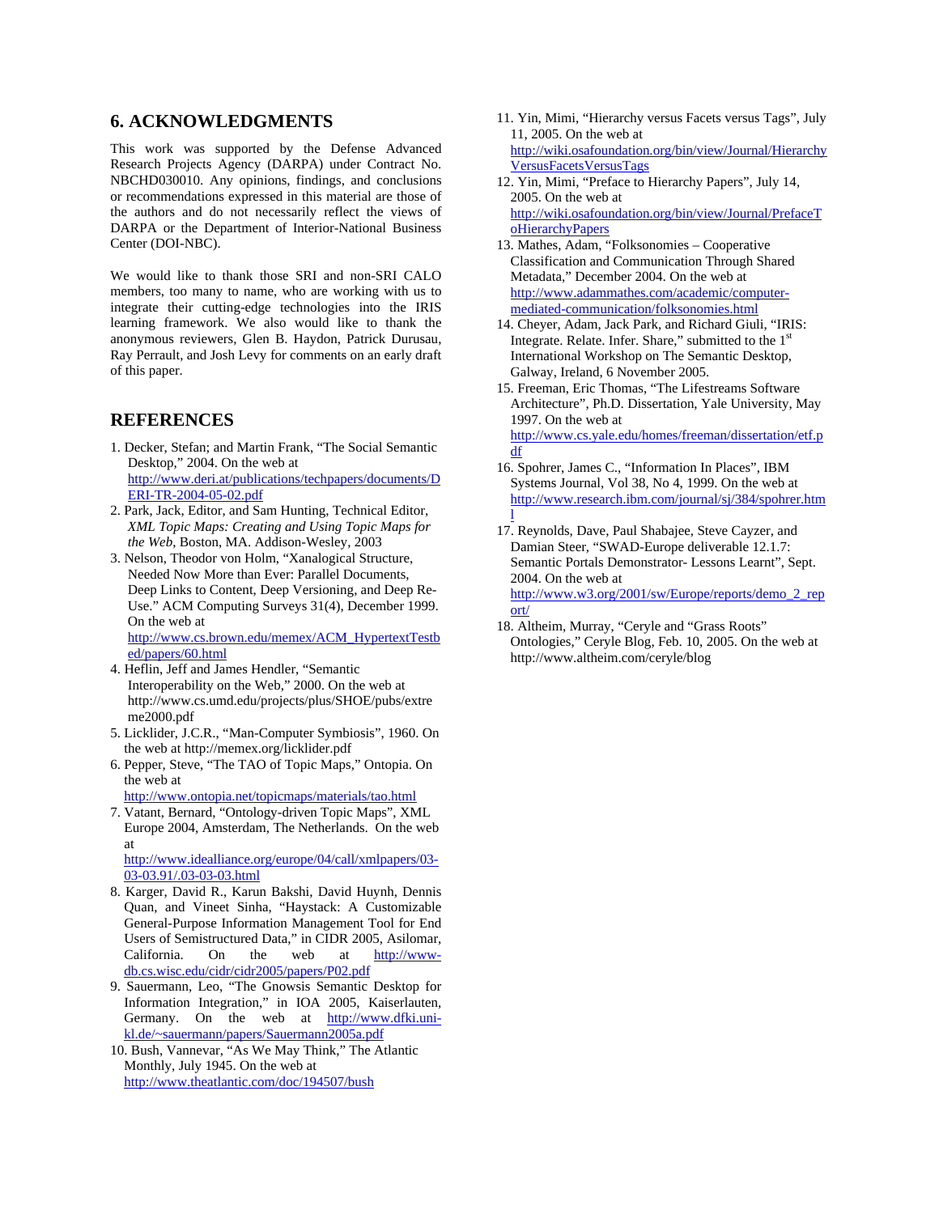## 6. ACKNOWLEDGMENTS

This work was supported by the Defense Advanced Research Projects Agency (DARPA) under Contract No. NBCHD030010. Any opinions, findings, and conclusions or recommendations expressed in this material are those of the authors and do not necessarily reflect the views of DARPA or the Department of Interior-National Business Center (DOI-NBC).

We would like to thank those SRI and non-SRI CALO members, too many to name, who are working with us to integrate their cutting-edge technologies into the IRIS learning framework. We also would like to thank the anonymous reviewers, Glen B. Haydon, Patrick Durusau, Ray Perrault, and Josh Levy for comments on an early draft of this paper.

## REFERENCES

1. Decker, Stefan; and Martin Frank, "The Social Semantic Desktop," 2004. On the web at http://www.deri.at/publications/techpapers/documents/DERI-TR-2004-05-02.pdf
2. Park, Jack, Editor, and Sam Hunting, Technical Editor, *XML Topic Maps: Creating and Using Topic Maps for the Web*, Boston, MA. Addison-Wesley, 2003
3. Nelson, Theodor von Holm, "Xanalogical Structure, Needed Now More than Ever: Parallel Documents, Deep Links to Content, Deep Versioning, and Deep Re-Use." ACM Computing Surveys 31(4), December 1999. On the web at http://www.cs.brown.edu/memex/ACM_HypertextTestbed/papers/60.html
4. Heflin, Jeff and James Hendler, "Semantic Interoperability on the Web," 2000. On the web at http://www.cs.umd.edu/projects/plus/SHOE/pubs/extreme2000.pdf
5. Licklider, J.C.R., "Man-Computer Symbiosis", 1960. On the web at http://memex.org/licklider.pdf
6. Pepper, Steve, "The TAO of Topic Maps," Ontopia. On the web at http://www.ontopia.net/topicmaps/materials/tao.html
7. Vatant, Bernard, "Ontology-driven Topic Maps", XML Europe 2004, Amsterdam, The Netherlands. On the web at http://www.idealliance.org/europe/04/call/xmlpapers/03-03-03.91/.03-03-03.html
8. Karger, David R., Karun Bakshi, David Huynh, Dennis Quan, and Vineet Sinha, "Haystack: A Customizable General-Purpose Information Management Tool for End Users of Semistructured Data," in CIDR 2005, Asilomar, California. On the web at http://www-db.cs.wisc.edu/cidr/cidr2005/papers/P02.pdf
9. Sauermann, Leo, "The Gnowsis Semantic Desktop for Information Integration," in IOA 2005, Kaiserlauten, Germany. On the web at http://www.dfki.uni-kl.de/~sauermann/papers/Sauermann2005a.pdf
10. Bush, Vannevar, "As We May Think," The Atlantic Monthly, July 1945. On the web at http://www.theatlantic.com/doc/194507/bush
11. Yin, Mimi, "Hierarchy versus Facets versus Tags", July 11, 2005. On the web at http://wiki.osafoundation.org/bin/view/Journal/HierarchyVersusFacetsVersusTags
12. Yin, Mimi, "Preface to Hierarchy Papers", July 14, 2005. On the web at http://wiki.osafoundation.org/bin/view/Journal/PrefaceToHierarchyPapers
13. Mathes, Adam, "Folksonomies – Cooperative Classification and Communication Through Shared Metadata," December 2004. On the web at http://www.adammathes.com/academic/computer-mediated-communication/folksonomies.html
14. Cheyer, Adam, Jack Park, and Richard Giuli, "IRIS: Integrate. Relate. Infer. Share," submitted to the 1st International Workshop on The Semantic Desktop, Galway, Ireland, 6 November 2005.
15. Freeman, Eric Thomas, "The Lifestreams Software Architecture", Ph.D. Dissertation, Yale University, May 1997. On the web at http://www.cs.yale.edu/homes/freeman/dissertation/etf.pdf
16. Spohrer, James C., "Information In Places", IBM Systems Journal, Vol 38, No 4, 1999. On the web at http://www.research.ibm.com/journal/sj/384/spohrer.html
17. Reynolds, Dave, Paul Shabajee, Steve Cayzer, and Damian Steer, "SWAD-Europe deliverable 12.1.7: Semantic Portals Demonstrator- Lessons Learnt", Sept. 2004. On the web at http://www.w3.org/2001/sw/Europe/reports/demo_2_report/
18. Altheim, Murray, "Ceryle and "Grass Roots" Ontologies," Ceryle Blog, Feb. 10, 2005. On the web at http://www.altheim.com/ceryle/blog